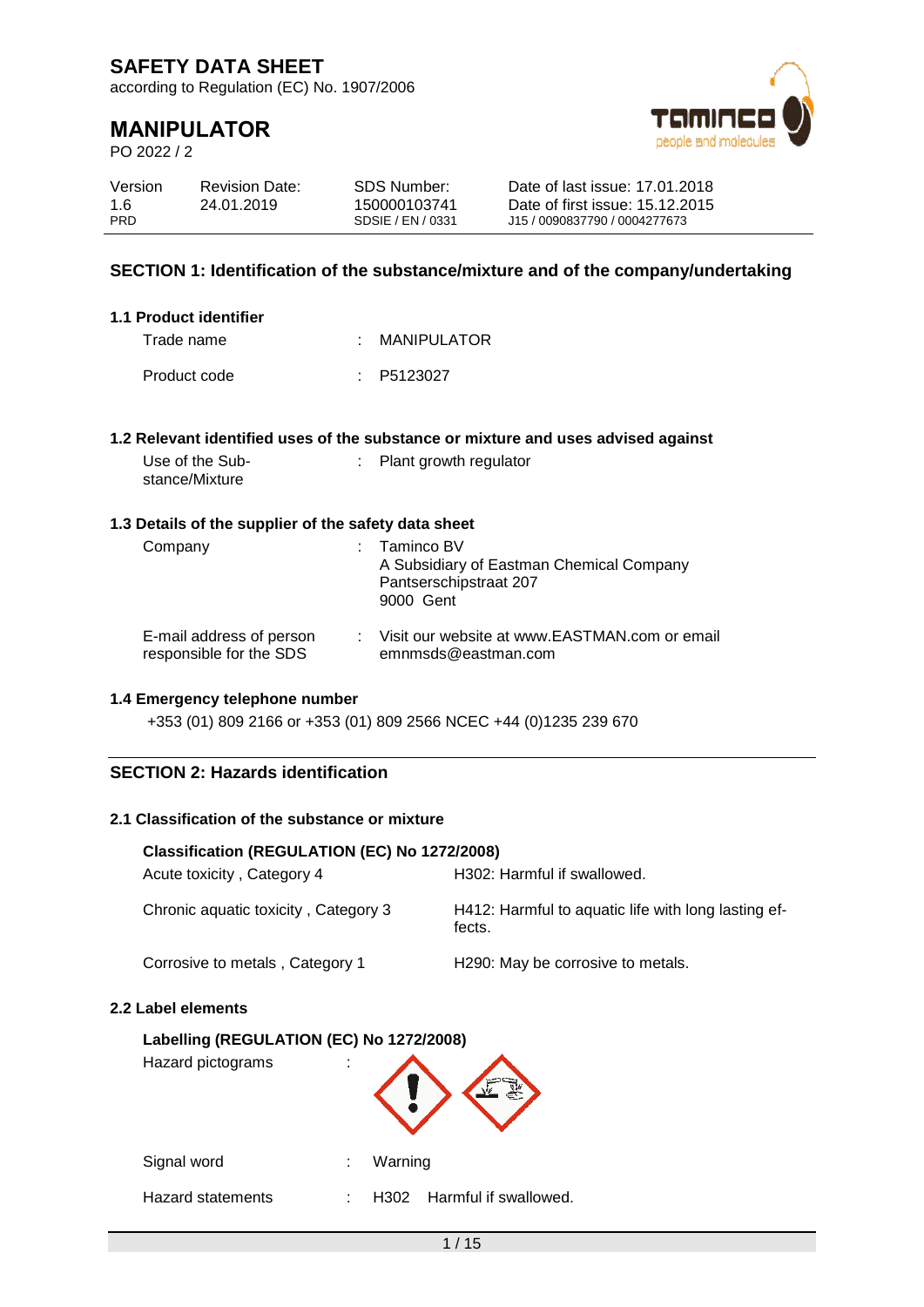# SAFETY DATA SHEET

according to Regulation (EC) No. 1907/2006

# MANIPULATOR

PO 2022 / 2

| Version | Revision Date: | SDS Number: | Date of last issue: 17.01.2018 |
|---|---|---|---|
| 1.6 | 24.01.2019 | 150000103741 | Date of first issue: 15.12.2015 |
| PRD | | SDSIE / EN / 0331 | J15 / 0090837790 / 0004277673 |

## SECTION 1: Identification of the substance/mixture and of the company/undertaking

### 1.1 Product identifier

Trade name : MANIPULATOR

Product code : P5123027

### 1.2 Relevant identified uses of the substance or mixture and uses advised against

Use of the Substance/Mixture : Plant growth regulator

### 1.3 Details of the supplier of the safety data sheet

Company : Taminco BV
A Subsidiary of Eastman Chemical Company
Pantserschipstraat 207
9000 Gent

E-mail address of person responsible for the SDS : Visit our website at www.EASTMAN.com or email emnmsds@eastman.com

### 1.4 Emergency telephone number

+353 (01) 809 2166 or +353 (01) 809 2566 NCEC +44 (0)1235 239 670

## SECTION 2: Hazards identification

### 2.1 Classification of the substance or mixture

**Classification (REGULATION (EC) No 1272/2008)**

| | |
|---|---|
| Acute toxicity , Category 4 | H302: Harmful if swallowed. |
| Chronic aquatic toxicity , Category 3 | H412: Harmful to aquatic life with long lasting effects. |
| Corrosive to metals , Category 1 | H290: May be corrosive to metals. |

### 2.2 Label elements

**Labelling (REGULATION (EC) No 1272/2008)**

Hazard pictograms :

Signal word : Warning

Hazard statements : H302 Harmful if swallowed.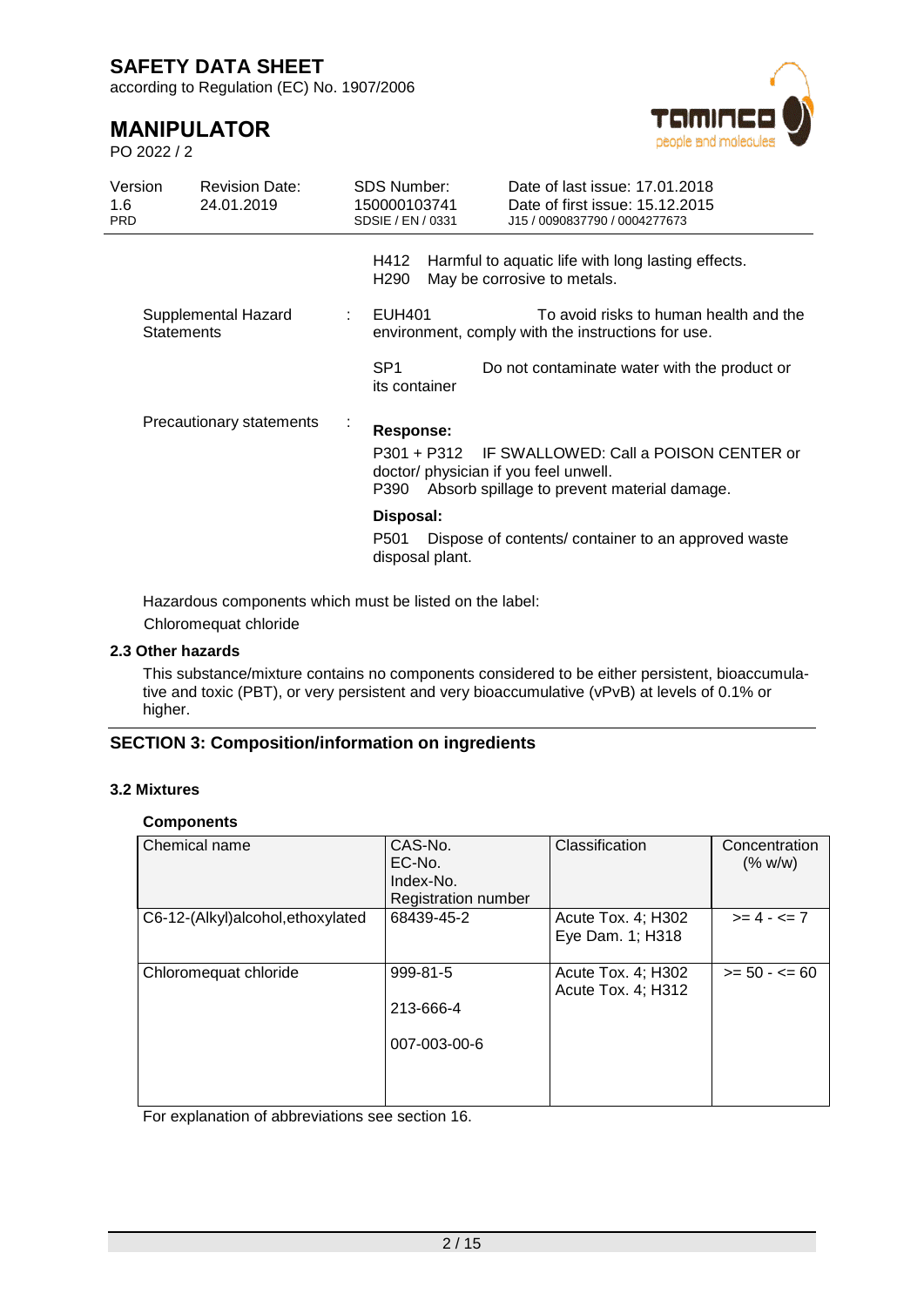H412 Harmful to aquatic life with long lasting effects.
H290 May be corrosive to metals.

Supplemental Hazard Statements : EUH401 To avoid risks to human health and the environment, comply with the instructions for use.

SP1 Do not contaminate water with the product or its container

Precautionary statements :

**Response:**

P301 + P312 IF SWALLOWED: Call a POISON CENTER or doctor/ physician if you feel unwell.
P390 Absorb spillage to prevent material damage.

**Disposal:**

P501 Dispose of contents/ container to an approved waste disposal plant.

Hazardous components which must be listed on the label:
Chloromequat chloride

### 2.3 Other hazards

This substance/mixture contains no components considered to be either persistent, bioaccumulative and toxic (PBT), or very persistent and very bioaccumulative (vPvB) at levels of 0.1% or higher.

## SECTION 3: Composition/information on ingredients

### 3.2 Mixtures

**Components**

| Chemical name | CAS-No.<br>EC-No.<br>Index-No.<br>Registration number | Classification | Concentration (% w/w) |
|---|---|---|---|
| C6-12-(Alkyl)alcohol,ethoxylated | 68439-45-2 | Acute Tox. 4; H302<br>Eye Dam. 1; H318 | >= 4 - <= 7 |
| Chloromequat chloride | 999-81-5<br>213-666-4<br>007-003-00-6 | Acute Tox. 4; H302<br>Acute Tox. 4; H312 | >= 50 - <= 60 |

For explanation of abbreviations see section 16.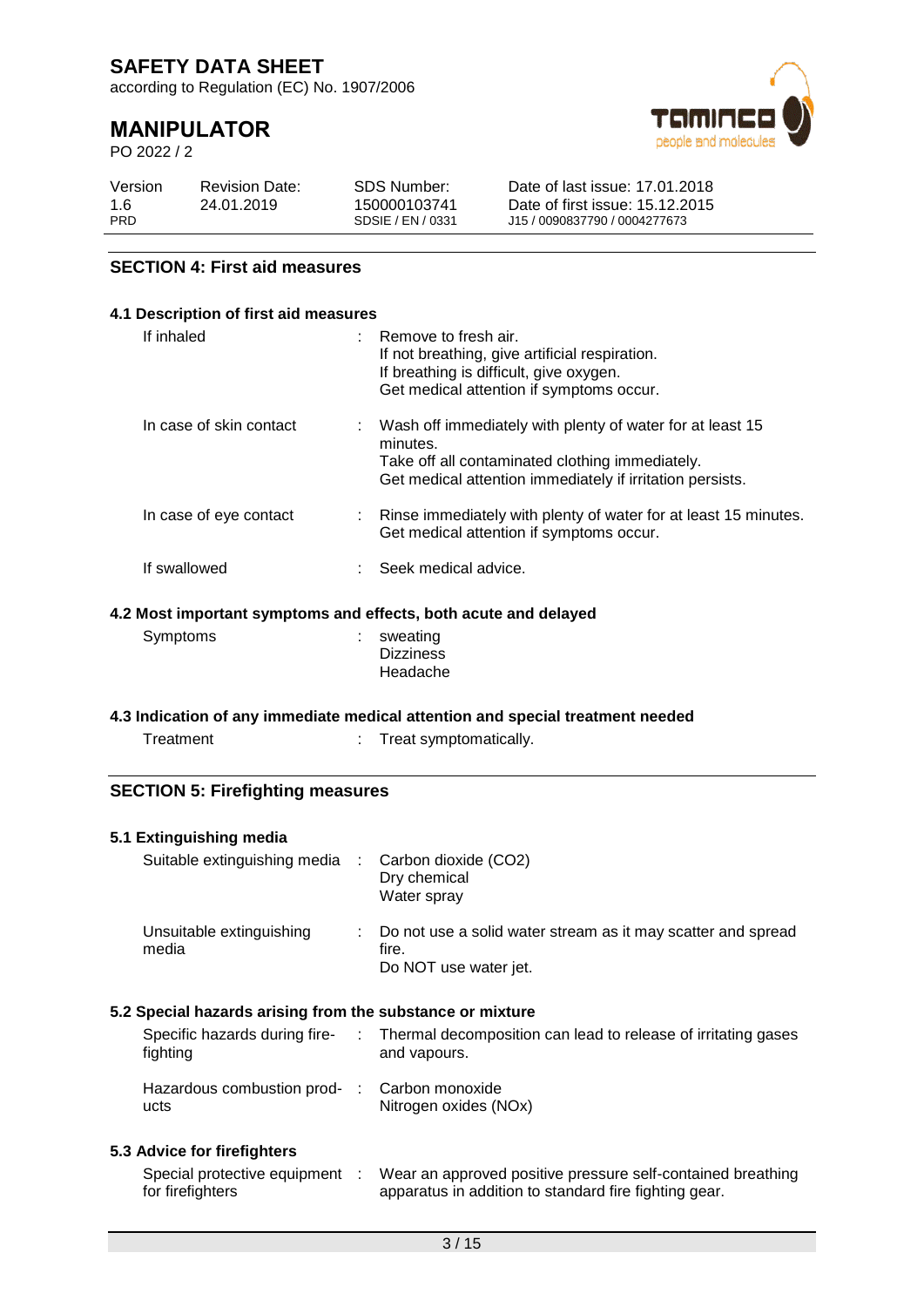## SECTION 4: First aid measures

### 4.1 Description of first aid measures

| | | |
|---|---|---|
| If inhaled | : | Remove to fresh air.<br>If not breathing, give artificial respiration.<br>If breathing is difficult, give oxygen.<br>Get medical attention if symptoms occur. |
| In case of skin contact | : | Wash off immediately with plenty of water for at least 15 minutes.<br>Take off all contaminated clothing immediately.<br>Get medical attention immediately if irritation persists. |
| In case of eye contact | : | Rinse immediately with plenty of water for at least 15 minutes.<br>Get medical attention if symptoms occur. |
| If swallowed | : | Seek medical advice. |

### 4.2 Most important symptoms and effects, both acute and delayed

| | | |
|---|---|---|
| Symptoms | : | sweating<br>Dizziness<br>Headache |

### 4.3 Indication of any immediate medical attention and special treatment needed

| | | |
|---|---|---|
| Treatment | : | Treat symptomatically. |

## SECTION 5: Firefighting measures

### 5.1 Extinguishing media

| | | |
|---|---|---|
| Suitable extinguishing media | : | Carbon dioxide (CO2)<br>Dry chemical<br>Water spray |
| Unsuitable extinguishing media | : | Do not use a solid water stream as it may scatter and spread fire.<br>Do NOT use water jet. |

### 5.2 Special hazards arising from the substance or mixture

| | | |
|---|---|---|
| Specific hazards during fire-fighting | : | Thermal decomposition can lead to release of irritating gases and vapours. |
| Hazardous combustion products | : | Carbon monoxide<br>Nitrogen oxides (NOx) |

### 5.3 Advice for firefighters

| | | |
|---|---|---|
| Special protective equipment for firefighters | : | Wear an approved positive pressure self-contained breathing apparatus in addition to standard fire fighting gear. |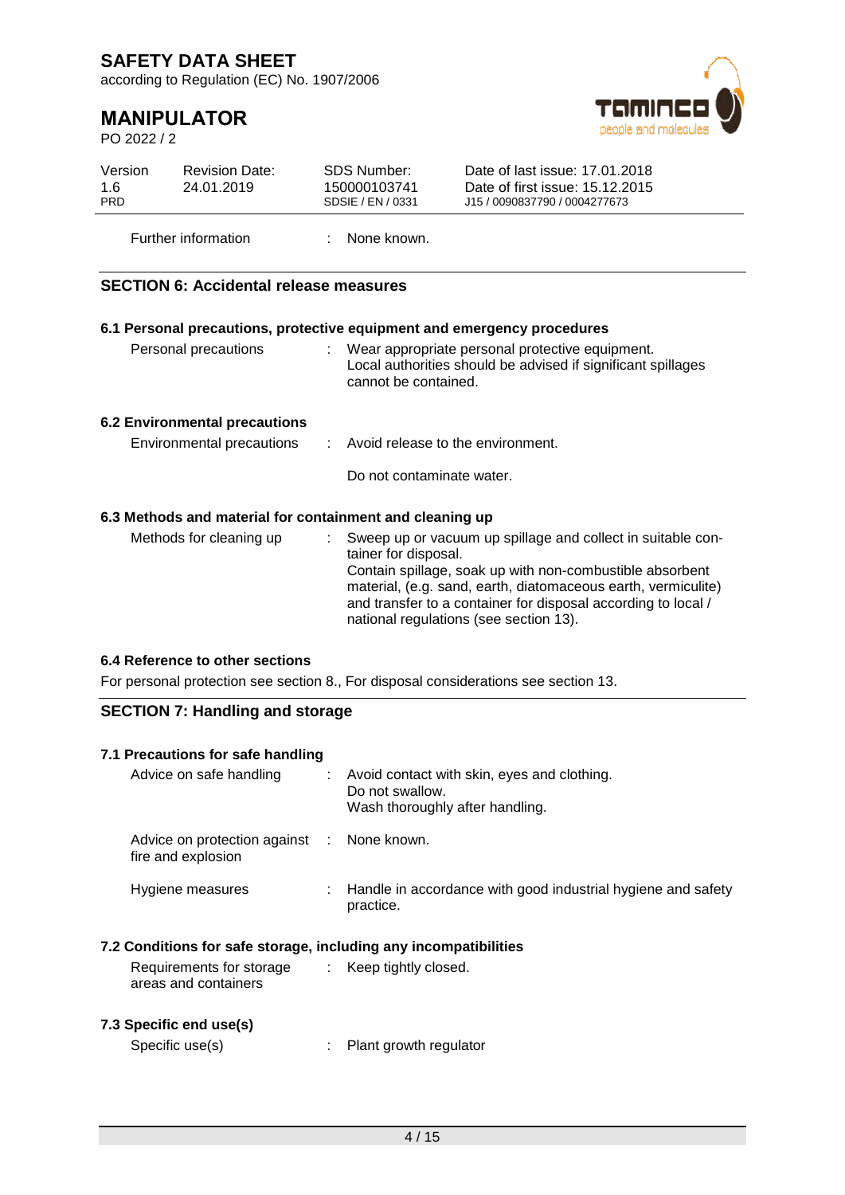| Further information | : | None known. |
|---|---|---|

## SECTION 6: Accidental release measures

### 6.1 Personal precautions, protective equipment and emergency procedures

| | | |
|---|---|---|
| Personal precautions | : | Wear appropriate personal protective equipment. Local authorities should be advised if significant spillages cannot be contained. |

### 6.2 Environmental precautions

| | | |
|---|---|---|
| Environmental precautions | : | Avoid release to the environment.<br><br>Do not contaminate water. |

### 6.3 Methods and material for containment and cleaning up

| | | |
|---|---|---|
| Methods for cleaning up | : | Sweep up or vacuum up spillage and collect in suitable container for disposal. Contain spillage, soak up with non-combustible absorbent material, (e.g. sand, earth, diatomaceous earth, vermiculite) and transfer to a container for disposal according to local / national regulations (see section 13). |

### 6.4 Reference to other sections

For personal protection see section 8., For disposal considerations see section 13.

## SECTION 7: Handling and storage

### 7.1 Precautions for safe handling

| | | |
|---|---|---|
| Advice on safe handling | : | Avoid contact with skin, eyes and clothing. Do not swallow. Wash thoroughly after handling. |
| Advice on protection against fire and explosion | : | None known. |
| Hygiene measures | : | Handle in accordance with good industrial hygiene and safety practice. |

### 7.2 Conditions for safe storage, including any incompatibilities

| | | |
|---|---|---|
| Requirements for storage areas and containers | : | Keep tightly closed. |

### 7.3 Specific end use(s)

| | | |
|---|---|---|
| Specific use(s) | : | Plant growth regulator |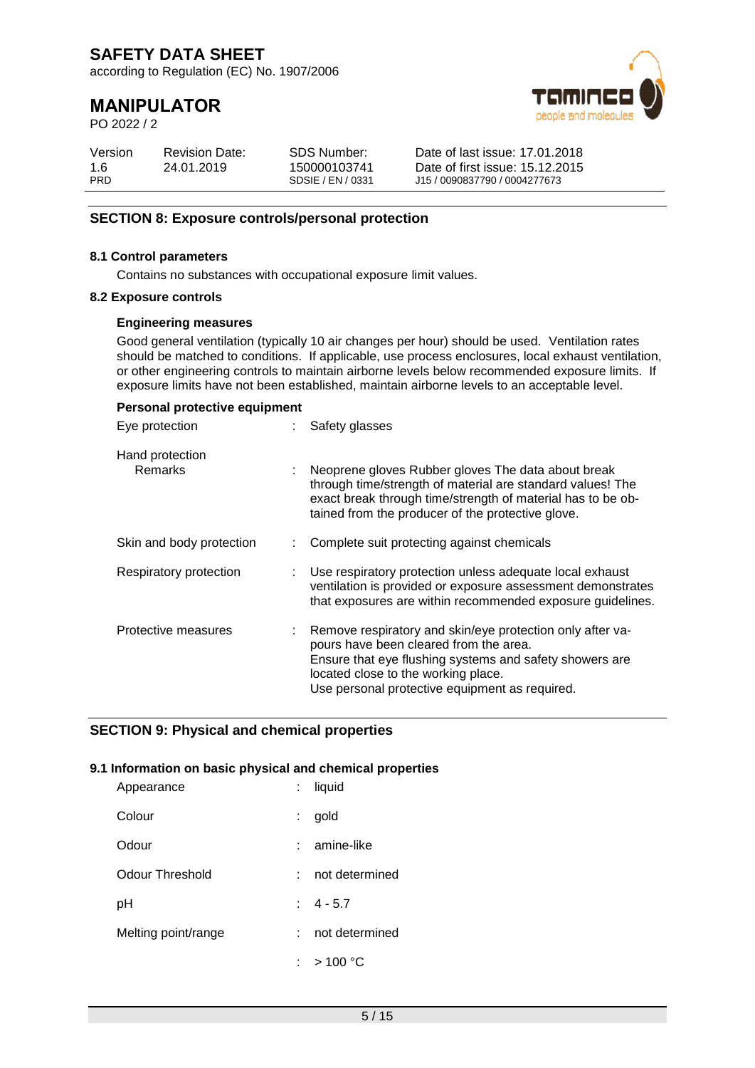## SECTION 8: Exposure controls/personal protection

### 8.1 Control parameters

Contains no substances with occupational exposure limit values.

### 8.2 Exposure controls

**Engineering measures**

Good general ventilation (typically 10 air changes per hour) should be used. Ventilation rates should be matched to conditions. If applicable, use process enclosures, local exhaust ventilation, or other engineering controls to maintain airborne levels below recommended exposure limits. If exposure limits have not been established, maintain airborne levels to an acceptable level.

**Personal protective equipment**

| | | |
|---|---|---|
| Eye protection | : | Safety glasses |
| Hand protection<br>Remarks | : | Neoprene gloves Rubber gloves The data about break through time/strength of material are standard values! The exact break through time/strength of material has to be obtained from the producer of the protective glove. |
| Skin and body protection | : | Complete suit protecting against chemicals |
| Respiratory protection | : | Use respiratory protection unless adequate local exhaust ventilation is provided or exposure assessment demonstrates that exposures are within recommended exposure guidelines. |
| Protective measures | : | Remove respiratory and skin/eye protection only after vapours have been cleared from the area.<br>Ensure that eye flushing systems and safety showers are located close to the working place.<br>Use personal protective equipment as required. |

## SECTION 9: Physical and chemical properties

### 9.1 Information on basic physical and chemical properties

| | | |
|---|---|---|
| Appearance | : | liquid |
| Colour | : | gold |
| Odour | : | amine-like |
| Odour Threshold | : | not determined |
| pH | : | 4 - 5.7 |
| Melting point/range | : | not determined |
| | : | > 100 °C |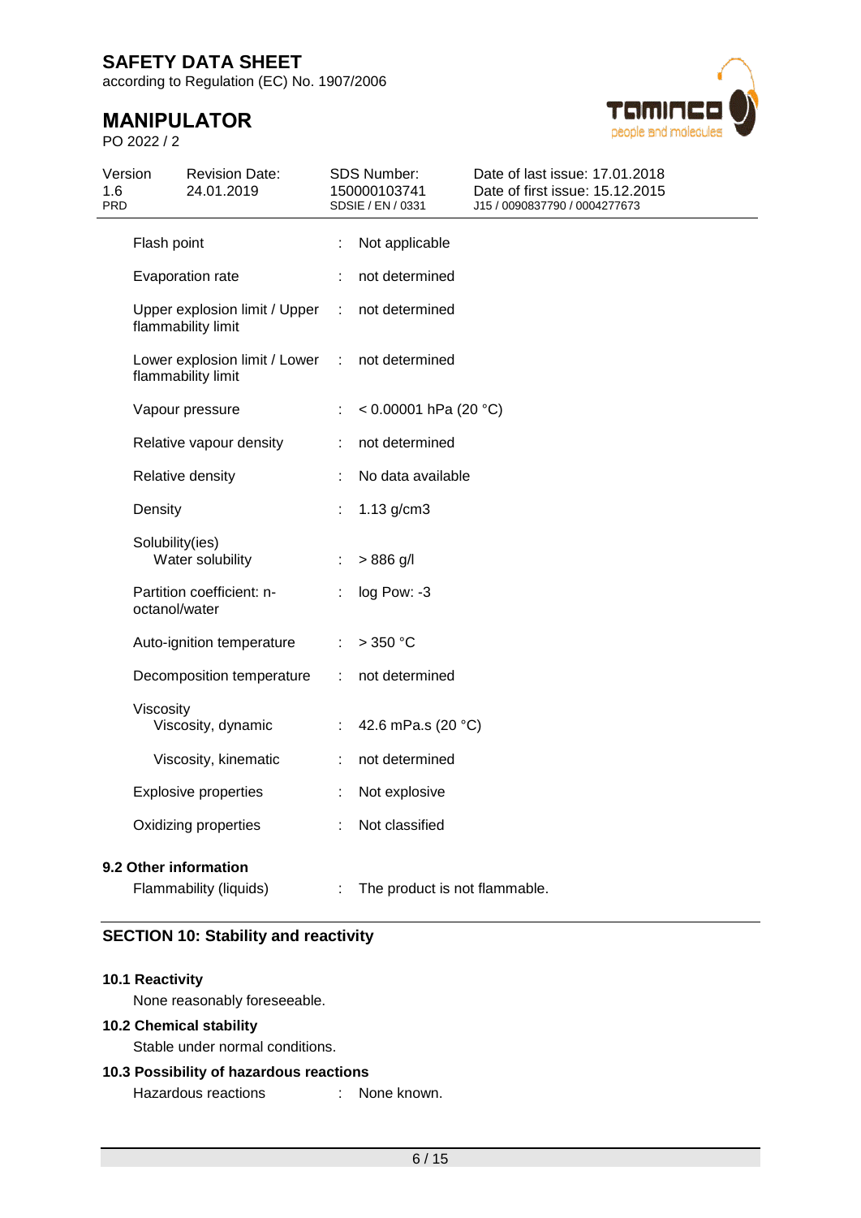| | | |
|---|---|---|
| Flash point | : | Not applicable |
| Evaporation rate | : | not determined |
| Upper explosion limit / Upper flammability limit | : | not determined |
| Lower explosion limit / Lower flammability limit | : | not determined |
| Vapour pressure | : | < 0.00001 hPa (20 °C) |
| Relative vapour density | : | not determined |
| Relative density | : | No data available |
| Density | : | 1.13 g/cm3 |
| Solubility(ies) | | |
| Water solubility | : | > 886 g/l |
| Partition coefficient: n-octanol/water | : | log Pow: -3 |
| Auto-ignition temperature | : | > 350 °C |
| Decomposition temperature | : | not determined |
| Viscosity | | |
| Viscosity, dynamic | : | 42.6 mPa.s (20 °C) |
| Viscosity, kinematic | : | not determined |
| Explosive properties | : | Not explosive |
| Oxidizing properties | : | Not classified |

### 9.2 Other information

| | | |
|---|---|---|
| Flammability (liquids) | : | The product is not flammable. |

## SECTION 10: Stability and reactivity

### 10.1 Reactivity

None reasonably foreseeable.

### 10.2 Chemical stability

Stable under normal conditions.

### 10.3 Possibility of hazardous reactions

| | | |
|---|---|---|
| Hazardous reactions | : | None known. |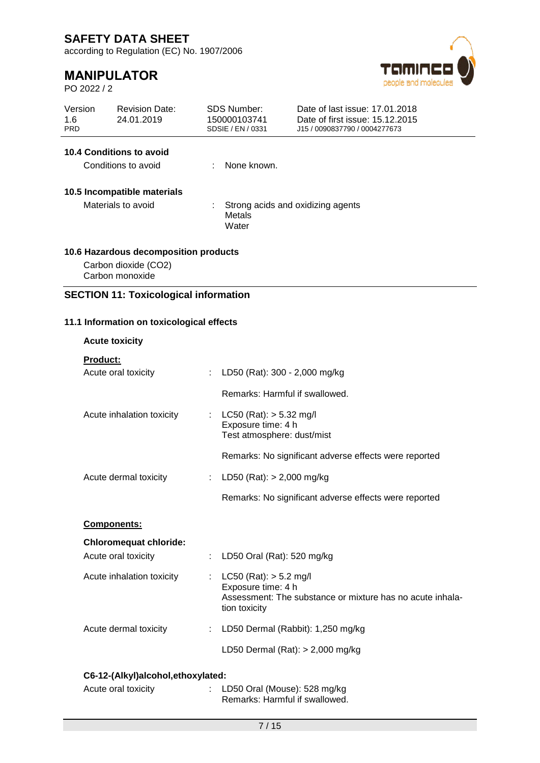### 10.4 Conditions to avoid

Conditions to avoid : None known.

### 10.5 Incompatible materials

Materials to avoid : Strong acids and oxidizing agents
Metals
Water

### 10.6 Hazardous decomposition products

Carbon dioxide (CO2)
Carbon monoxide

## SECTION 11: Toxicological information

### 11.1 Information on toxicological effects

**Acute toxicity**

**Product:**

Acute oral toxicity : LD50 (Rat): 300 - 2,000 mg/kg

Remarks: Harmful if swallowed.

Acute inhalation toxicity : LC50 (Rat): > 5.32 mg/l
Exposure time: 4 h
Test atmosphere: dust/mist

Remarks: No significant adverse effects were reported

Acute dermal toxicity : LD50 (Rat): > 2,000 mg/kg

Remarks: No significant adverse effects were reported

**Components:**

**Chloromequat chloride:**

Acute oral toxicity : LD50 Oral (Rat): 520 mg/kg

Acute inhalation toxicity : LC50 (Rat): > 5.2 mg/l
Exposure time: 4 h
Assessment: The substance or mixture has no acute inhalation toxicity

Acute dermal toxicity : LD50 Dermal (Rabbit): 1,250 mg/kg

LD50 Dermal (Rat): > 2,000 mg/kg

**C6-12-(Alkyl)alcohol,ethoxylated:**

Acute oral toxicity : LD50 Oral (Mouse): 528 mg/kg
Remarks: Harmful if swallowed.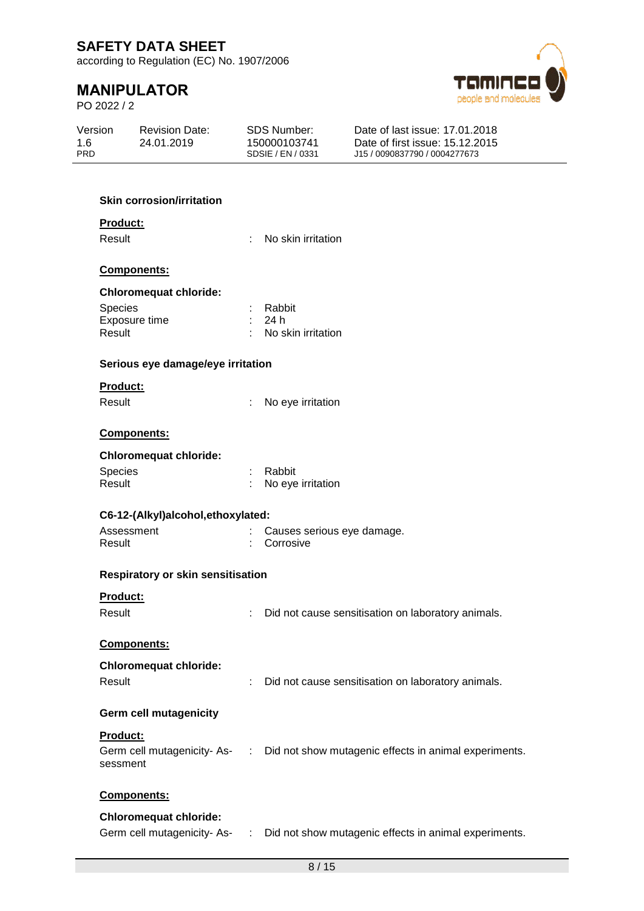**Skin corrosion/irritation**

**Product:**

Result : No skin irritation

**Components:**

**Chloromequat chloride:**

Species : Rabbit
Exposure time : 24 h
Result : No skin irritation

**Serious eye damage/eye irritation**

**Product:**

Result : No eye irritation

**Components:**

**Chloromequat chloride:**

Species : Rabbit
Result : No eye irritation

**C6-12-(Alkyl)alcohol,ethoxylated:**

Assessment : Causes serious eye damage.
Result : Corrosive

**Respiratory or skin sensitisation**

**Product:**

Result : Did not cause sensitisation on laboratory animals.

**Components:**

**Chloromequat chloride:**

Result : Did not cause sensitisation on laboratory animals.

**Germ cell mutagenicity**

**Product:**

Germ cell mutagenicity- Assessment : Did not show mutagenic effects in animal experiments.

**Components:**

**Chloromequat chloride:**

Germ cell mutagenicity- As- : Did not show mutagenic effects in animal experiments.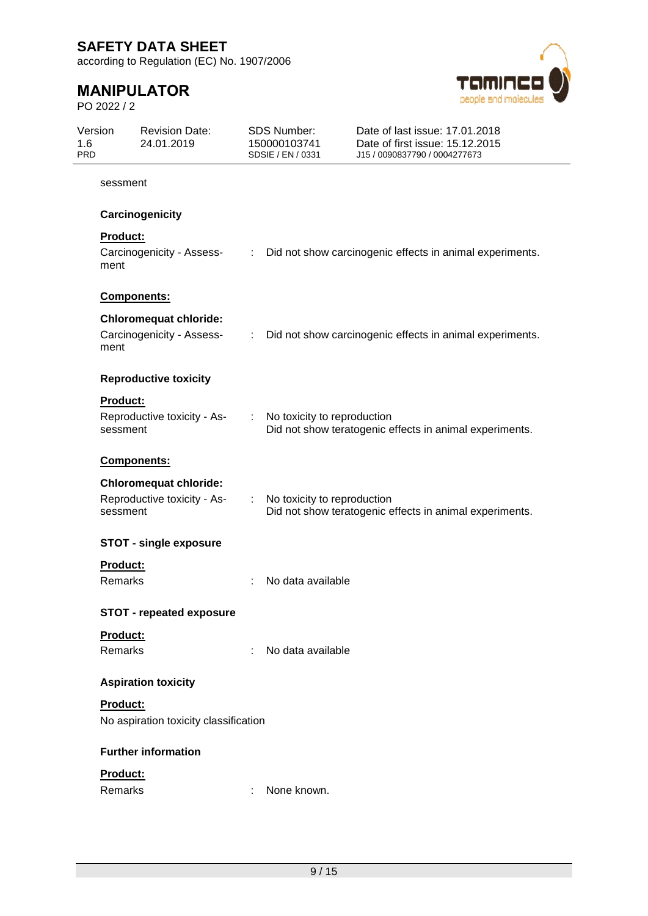sessment

**Carcinogenicity**

**Product:**

Carcinogenicity - Assessment : Did not show carcinogenic effects in animal experiments.

**Components:**

**Chloromequat chloride:**

Carcinogenicity - Assessment : Did not show carcinogenic effects in animal experiments.

**Reproductive toxicity**

**Product:**

Reproductive toxicity - Assessment : No toxicity to reproduction
Did not show teratogenic effects in animal experiments.

**Components:**

**Chloromequat chloride:**

Reproductive toxicity - Assessment : No toxicity to reproduction
Did not show teratogenic effects in animal experiments.

**STOT - single exposure**

**Product:**

Remarks : No data available

**STOT - repeated exposure**

**Product:**

Remarks : No data available

**Aspiration toxicity**

**Product:**

No aspiration toxicity classification

**Further information**

**Product:**

Remarks : None known.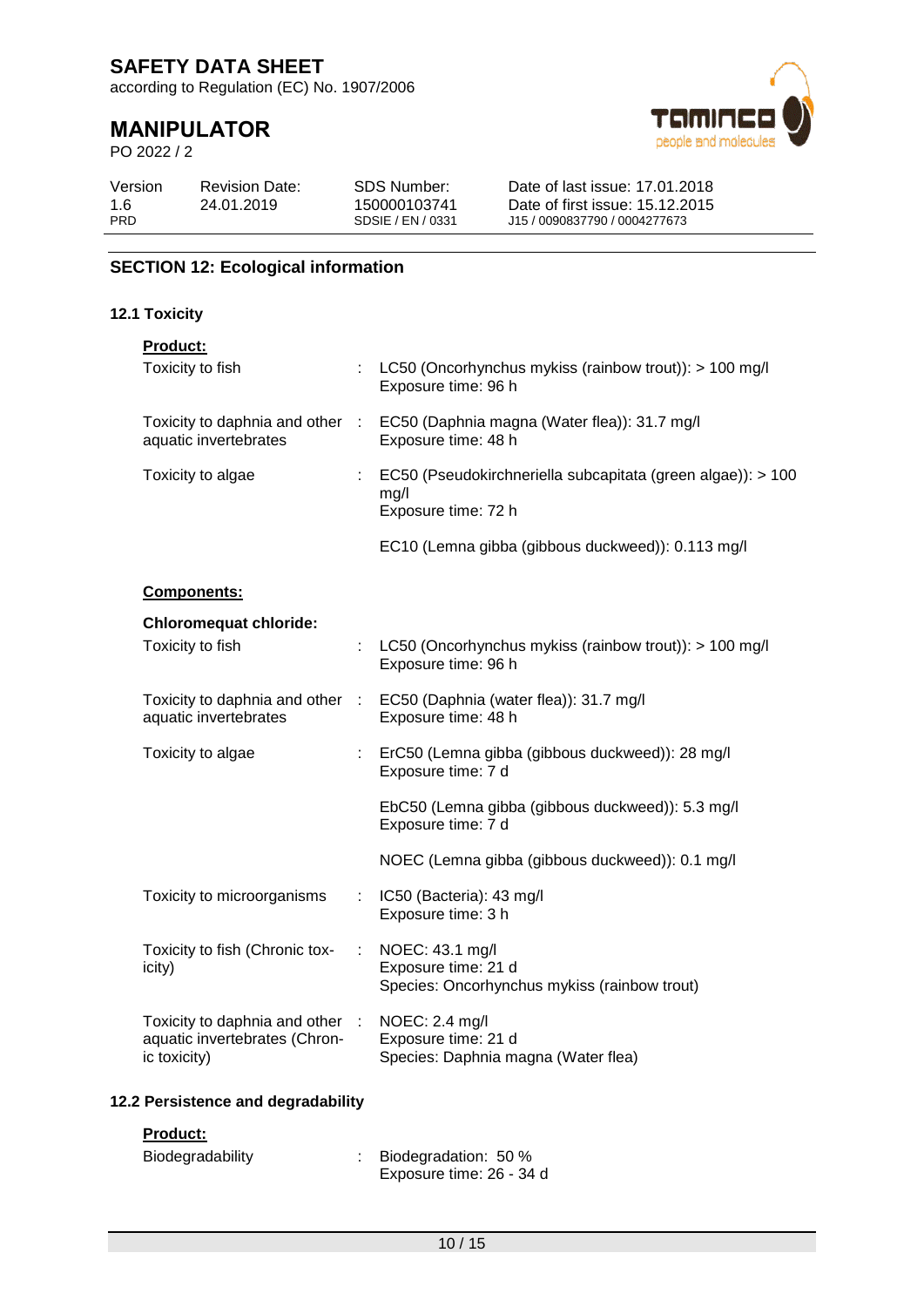## SECTION 12: Ecological information

### 12.1 Toxicity

**Product:**

| | | |
|---|---|---|
| Toxicity to fish | : | LC50 (Oncorhynchus mykiss (rainbow trout)): > 100 mg/l<br>Exposure time: 96 h |
| Toxicity to daphnia and other aquatic invertebrates | : | EC50 (Daphnia magna (Water flea)): 31.7 mg/l<br>Exposure time: 48 h |
| Toxicity to algae | : | EC50 (Pseudokirchneriella subcapitata (green algae)): > 100 mg/l<br>Exposure time: 72 h |
| | | EC10 (Lemna gibba (gibbous duckweed)): 0.113 mg/l |

**Components:**

**Chloromequat chloride:**

| | | |
|---|---|---|
| Toxicity to fish | : | LC50 (Oncorhynchus mykiss (rainbow trout)): > 100 mg/l<br>Exposure time: 96 h |
| Toxicity to daphnia and other aquatic invertebrates | : | EC50 (Daphnia (water flea)): 31.7 mg/l<br>Exposure time: 48 h |
| Toxicity to algae | : | ErC50 (Lemna gibba (gibbous duckweed)): 28 mg/l<br>Exposure time: 7 d |
| | | EbC50 (Lemna gibba (gibbous duckweed)): 5.3 mg/l<br>Exposure time: 7 d |
| | | NOEC (Lemna gibba (gibbous duckweed)): 0.1 mg/l |
| Toxicity to microorganisms | : | IC50 (Bacteria): 43 mg/l<br>Exposure time: 3 h |
| Toxicity to fish (Chronic toxicity) | : | NOEC: 43.1 mg/l<br>Exposure time: 21 d<br>Species: Oncorhynchus mykiss (rainbow trout) |
| Toxicity to daphnia and other aquatic invertebrates (Chronic toxicity) | : | NOEC: 2.4 mg/l<br>Exposure time: 21 d<br>Species: Daphnia magna (Water flea) |

### 12.2 Persistence and degradability

**Product:**

| | | |
|---|---|---|
| Biodegradability | : | Biodegradation: 50 %<br>Exposure time: 26 - 34 d |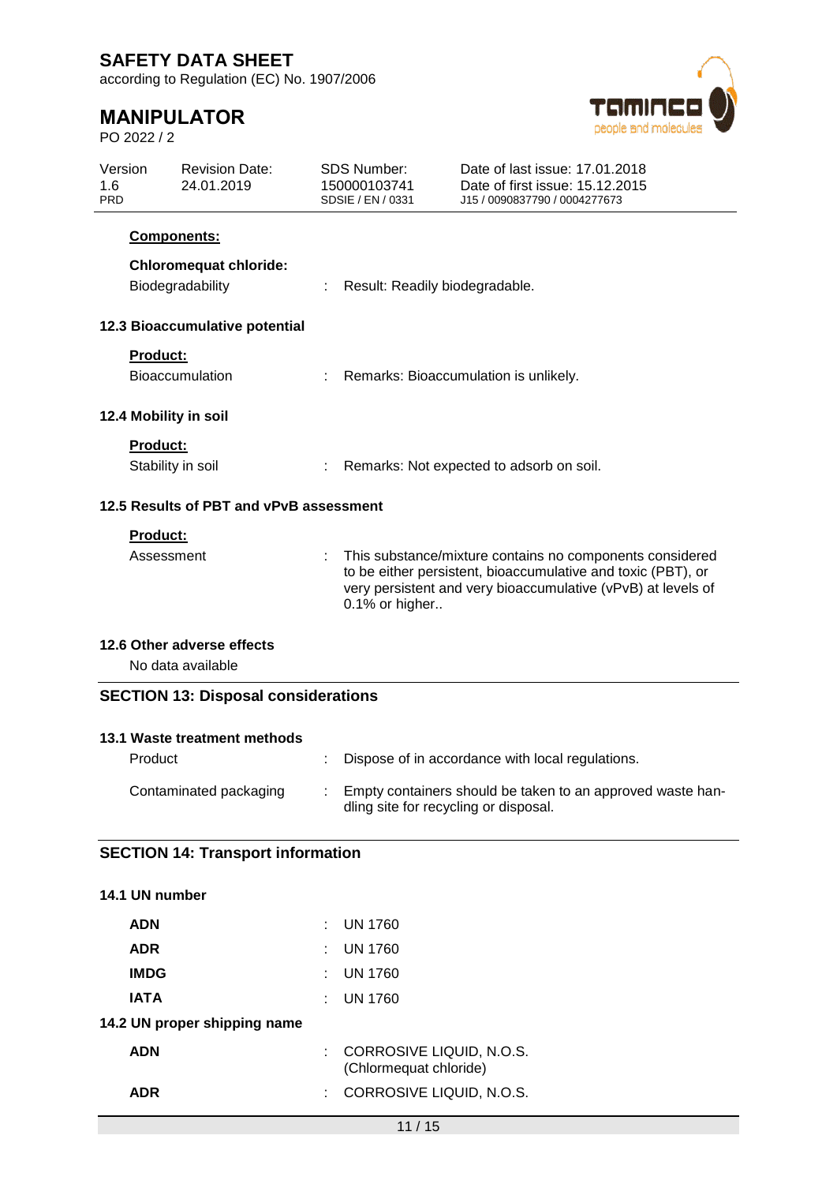**Components:**

**Chloromequat chloride:**

| | | |
|---|---|---|
| Biodegradability | : | Result: Readily biodegradable. |

### 12.3 Bioaccumulative potential

**Product:**

| | | |
|---|---|---|
| Bioaccumulation | : | Remarks: Bioaccumulation is unlikely. |

### 12.4 Mobility in soil

**Product:**

| | | |
|---|---|---|
| Stability in soil | : | Remarks: Not expected to adsorb on soil. |

### 12.5 Results of PBT and vPvB assessment

**Product:**

| | | |
|---|---|---|
| Assessment | : | This substance/mixture contains no components considered to be either persistent, bioaccumulative and toxic (PBT), or very persistent and very bioaccumulative (vPvB) at levels of 0.1% or higher.. |

### 12.6 Other adverse effects

No data available

## SECTION 13: Disposal considerations

### 13.1 Waste treatment methods

| | | |
|---|---|---|
| Product | : | Dispose of in accordance with local regulations. |
| Contaminated packaging | : | Empty containers should be taken to an approved waste handling site for recycling or disposal. |

## SECTION 14: Transport information

### 14.1 UN number

| | | |
|---|---|---|
| **ADN** | : | UN 1760 |
| **ADR** | : | UN 1760 |
| **IMDG** | : | UN 1760 |
| **IATA** | : | UN 1760 |

### 14.2 UN proper shipping name

| | | |
|---|---|---|
| **ADN** | : | CORROSIVE LIQUID, N.O.S. (Chlormequat chloride) |
| **ADR** | : | CORROSIVE LIQUID, N.O.S. |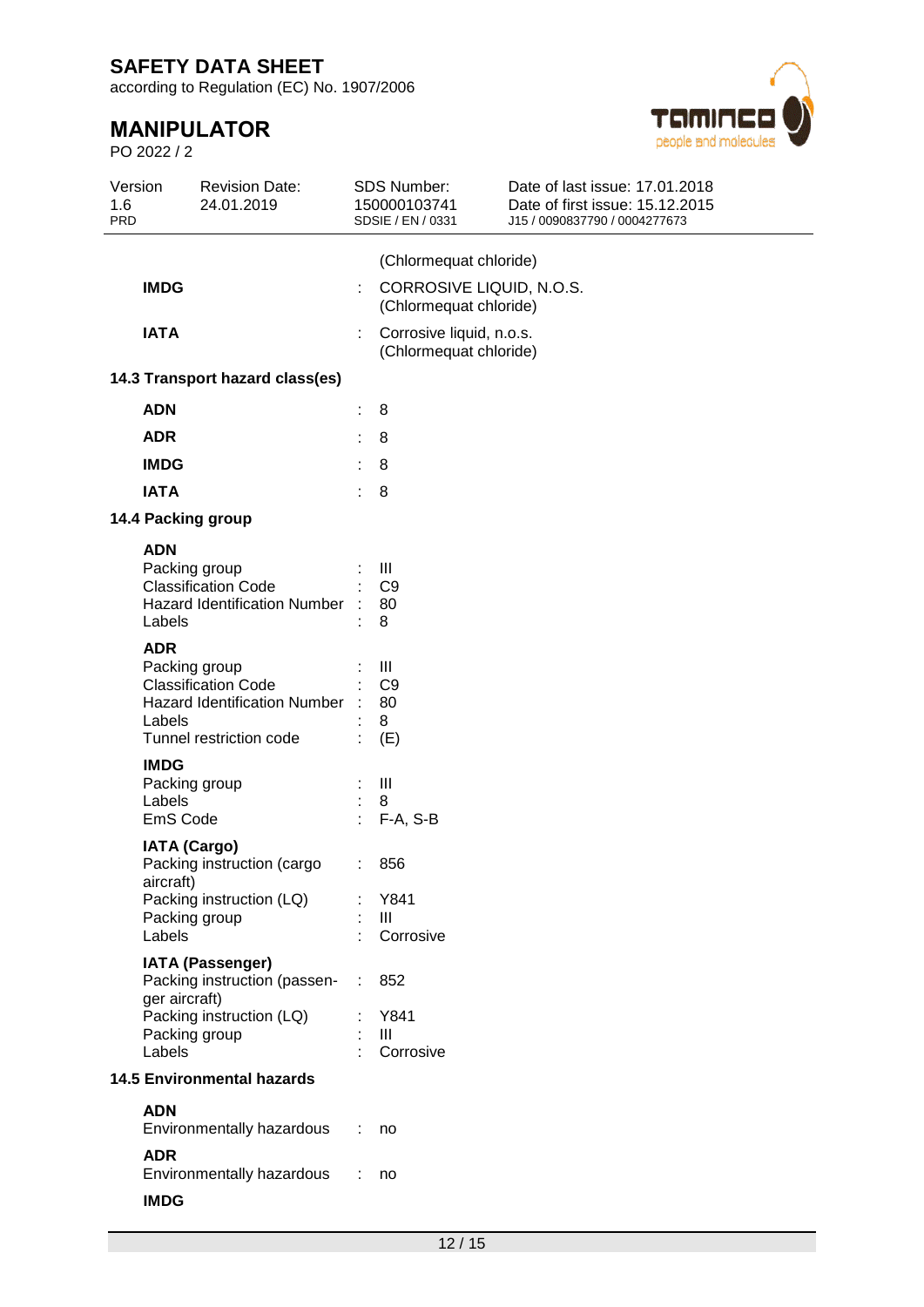| | | |
|---|---|---|
| | | (Chlormequat chloride) |
| **IMDG** | : | CORROSIVE LIQUID, N.O.S. (Chlormequat chloride) |
| **IATA** | : | Corrosive liquid, n.o.s. (Chlormequat chloride) |

**14.3 Transport hazard class(es)**

| | | |
|---|---|---|
| **ADN** | : | 8 |
| **ADR** | : | 8 |
| **IMDG** | : | 8 |
| **IATA** | : | 8 |

**14.4 Packing group**

**ADN**

| | | |
|---|---|---|
| Packing group | : | III |
| Classification Code | : | C9 |
| Hazard Identification Number | : | 80 |
| Labels | : | 8 |

**ADR**

| | | |
|---|---|---|
| Packing group | : | III |
| Classification Code | : | C9 |
| Hazard Identification Number | : | 80 |
| Labels | : | 8 |
| Tunnel restriction code | : | (E) |

**IMDG**

| | | |
|---|---|---|
| Packing group | : | III |
| Labels | : | 8 |
| EmS Code | : | F-A, S-B |

**IATA (Cargo)**

| | | |
|---|---|---|
| Packing instruction (cargo aircraft) | : | 856 |
| Packing instruction (LQ) | : | Y841 |
| Packing group | : | III |
| Labels | : | Corrosive |

**IATA (Passenger)**

| | | |
|---|---|---|
| Packing instruction (passenger aircraft) | : | 852 |
| Packing instruction (LQ) | : | Y841 |
| Packing group | : | III |
| Labels | : | Corrosive |

**14.5 Environmental hazards**

**ADN**

| | | |
|---|---|---|
| Environmentally hazardous | : | no |

**ADR**

| | | |
|---|---|---|
| Environmentally hazardous | : | no |

**IMDG**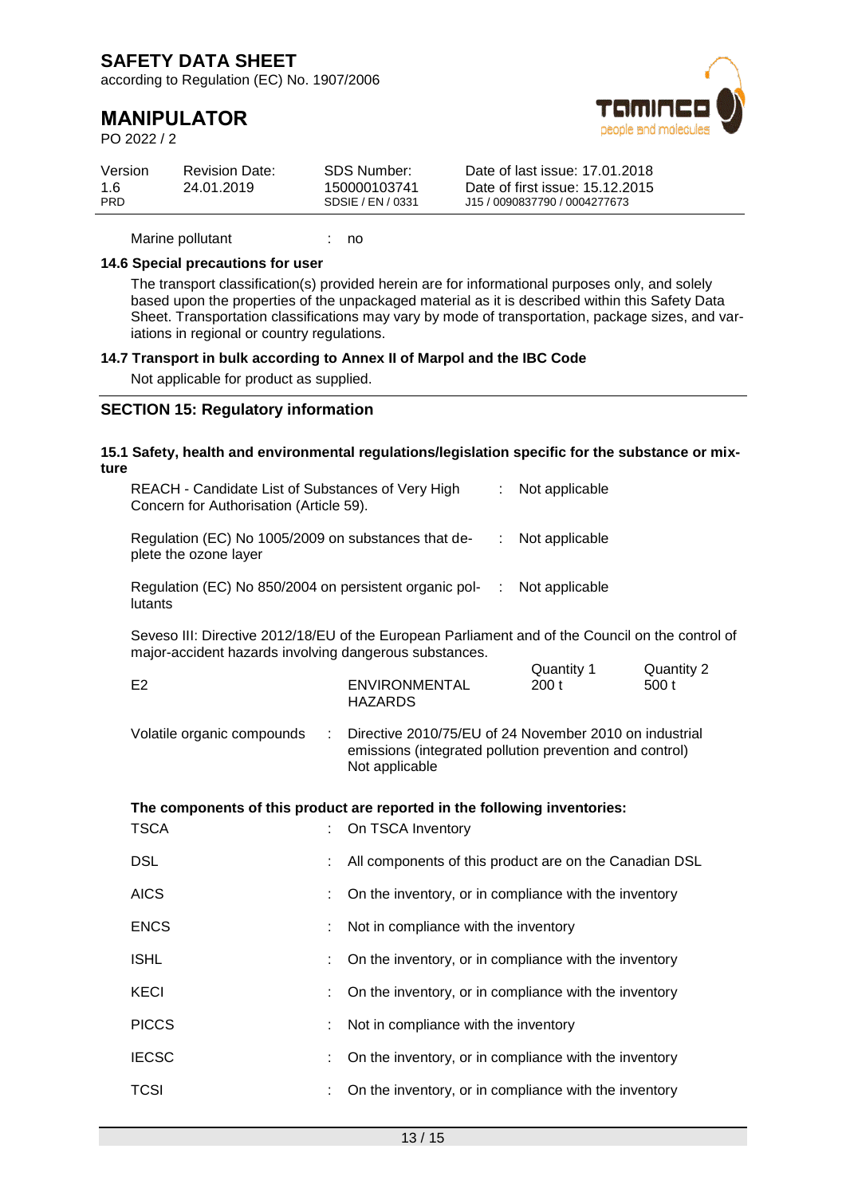Marine pollutant : no

**14.6 Special precautions for user**

The transport classification(s) provided herein are for informational purposes only, and solely based upon the properties of the unpackaged material as it is described within this Safety Data Sheet. Transportation classifications may vary by mode of transportation, package sizes, and variations in regional or country regulations.

**14.7 Transport in bulk according to Annex II of Marpol and the IBC Code**

Not applicable for product as supplied.

## SECTION 15: Regulatory information

**15.1 Safety, health and environmental regulations/legislation specific for the substance or mixture**

REACH - Candidate List of Substances of Very High Concern for Authorisation (Article 59). : Not applicable

Regulation (EC) No 1005/2009 on substances that deplete the ozone layer : Not applicable

Regulation (EC) No 850/2004 on persistent organic pollutants : Not applicable

Seveso III: Directive 2012/18/EU of the European Parliament and of the Council on the control of major-accident hazards involving dangerous substances.

| | | Quantity 1 | Quantity 2 |
|---|---|---|---|
| E2 | ENVIRONMENTAL HAZARDS | 200 t | 500 t |

Volatile organic compounds : Directive 2010/75/EU of 24 November 2010 on industrial emissions (integrated pollution prevention and control)
Not applicable

**The components of this product are reported in the following inventories:**

| | |
|---|---|
| TSCA | : On TSCA Inventory |
| DSL | : All components of this product are on the Canadian DSL |
| AICS | : On the inventory, or in compliance with the inventory |
| ENCS | : Not in compliance with the inventory |
| ISHL | : On the inventory, or in compliance with the inventory |
| KECI | : On the inventory, or in compliance with the inventory |
| PICCS | : Not in compliance with the inventory |
| IECSC | : On the inventory, or in compliance with the inventory |
| TCSI | : On the inventory, or in compliance with the inventory |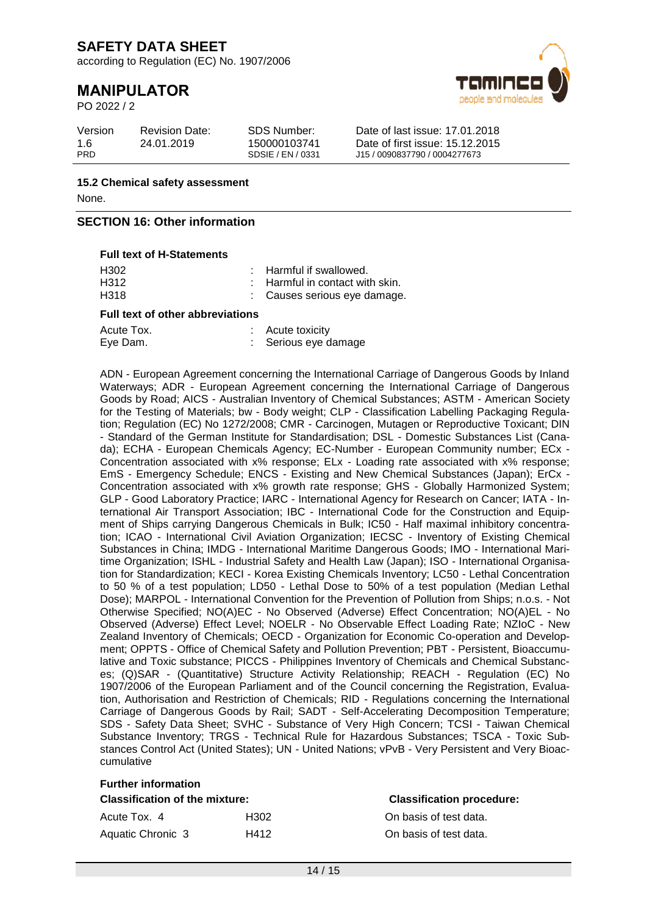### 15.2 Chemical safety assessment

None.

## SECTION 16: Other information

**Full text of H-Statements**

| | |
|---|---|
| H302 | : Harmful if swallowed. |
| H312 | : Harmful in contact with skin. |
| H318 | : Causes serious eye damage. |

**Full text of other abbreviations**

| | |
|---|---|
| Acute Tox. | : Acute toxicity |
| Eye Dam. | : Serious eye damage |

ADN - European Agreement concerning the International Carriage of Dangerous Goods by Inland Waterways; ADR - European Agreement concerning the International Carriage of Dangerous Goods by Road; AICS - Australian Inventory of Chemical Substances; ASTM - American Society for the Testing of Materials; bw - Body weight; CLP - Classification Labelling Packaging Regulation; Regulation (EC) No 1272/2008; CMR - Carcinogen, Mutagen or Reproductive Toxicant; DIN - Standard of the German Institute for Standardisation; DSL - Domestic Substances List (Canada); ECHA - European Chemicals Agency; EC-Number - European Community number; ECx - Concentration associated with x% response; ELx - Loading rate associated with x% response; EmS - Emergency Schedule; ENCS - Existing and New Chemical Substances (Japan); ErCx - Concentration associated with x% growth rate response; GHS - Globally Harmonized System; GLP - Good Laboratory Practice; IARC - International Agency for Research on Cancer; IATA - International Air Transport Association; IBC - International Code for the Construction and Equipment of Ships carrying Dangerous Chemicals in Bulk; IC50 - Half maximal inhibitory concentration; ICAO - International Civil Aviation Organization; IECSC - Inventory of Existing Chemical Substances in China; IMDG - International Maritime Dangerous Goods; IMO - International Maritime Organization; ISHL - Industrial Safety and Health Law (Japan); ISO - International Organisation for Standardization; KECI - Korea Existing Chemicals Inventory; LC50 - Lethal Concentration to 50 % of a test population; LD50 - Lethal Dose to 50% of a test population (Median Lethal Dose); MARPOL - International Convention for the Prevention of Pollution from Ships; n.o.s. - Not Otherwise Specified; NO(A)EC - No Observed (Adverse) Effect Concentration; NO(A)EL - No Observed (Adverse) Effect Level; NOELR - No Observable Effect Loading Rate; NZIoC - New Zealand Inventory of Chemicals; OECD - Organization for Economic Co-operation and Development; OPPTS - Office of Chemical Safety and Pollution Prevention; PBT - Persistent, Bioaccumulative and Toxic substance; PICCS - Philippines Inventory of Chemicals and Chemical Substances; (Q)SAR - (Quantitative) Structure Activity Relationship; REACH - Regulation (EC) No 1907/2006 of the European Parliament and of the Council concerning the Registration, Evaluation, Authorisation and Restriction of Chemicals; RID - Regulations concerning the International Carriage of Dangerous Goods by Rail; SADT - Self-Accelerating Decomposition Temperature; SDS - Safety Data Sheet; SVHC - Substance of Very High Concern; TCSI - Taiwan Chemical Substance Inventory; TRGS - Technical Rule for Hazardous Substances; TSCA - Toxic Substances Control Act (United States); UN - United Nations; vPvB - Very Persistent and Very Bioaccumulative

**Further information**

| **Classification of the mixture:** | | **Classification procedure:** |
|---|---|---|
| Acute Tox. 4 | H302 | On basis of test data. |
| Aquatic Chronic 3 | H412 | On basis of test data. |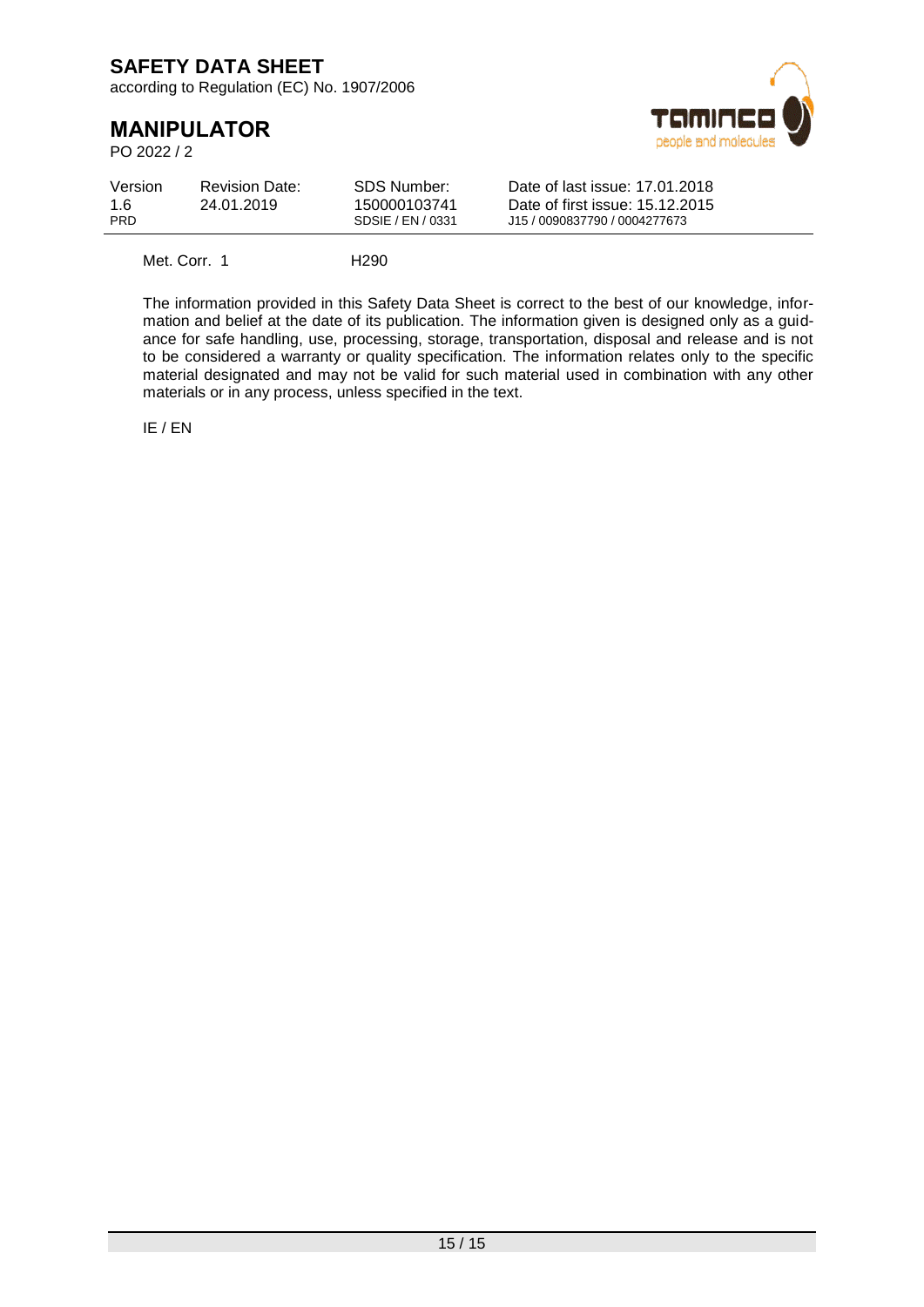| | |
|---|---|
| Met. Corr. 1 | H290 |

The information provided in this Safety Data Sheet is correct to the best of our knowledge, information and belief at the date of its publication. The information given is designed only as a guidance for safe handling, use, processing, storage, transportation, disposal and release and is not to be considered a warranty or quality specification. The information relates only to the specific material designated and may not be valid for such material used in combination with any other materials or in any process, unless specified in the text.

IE / EN